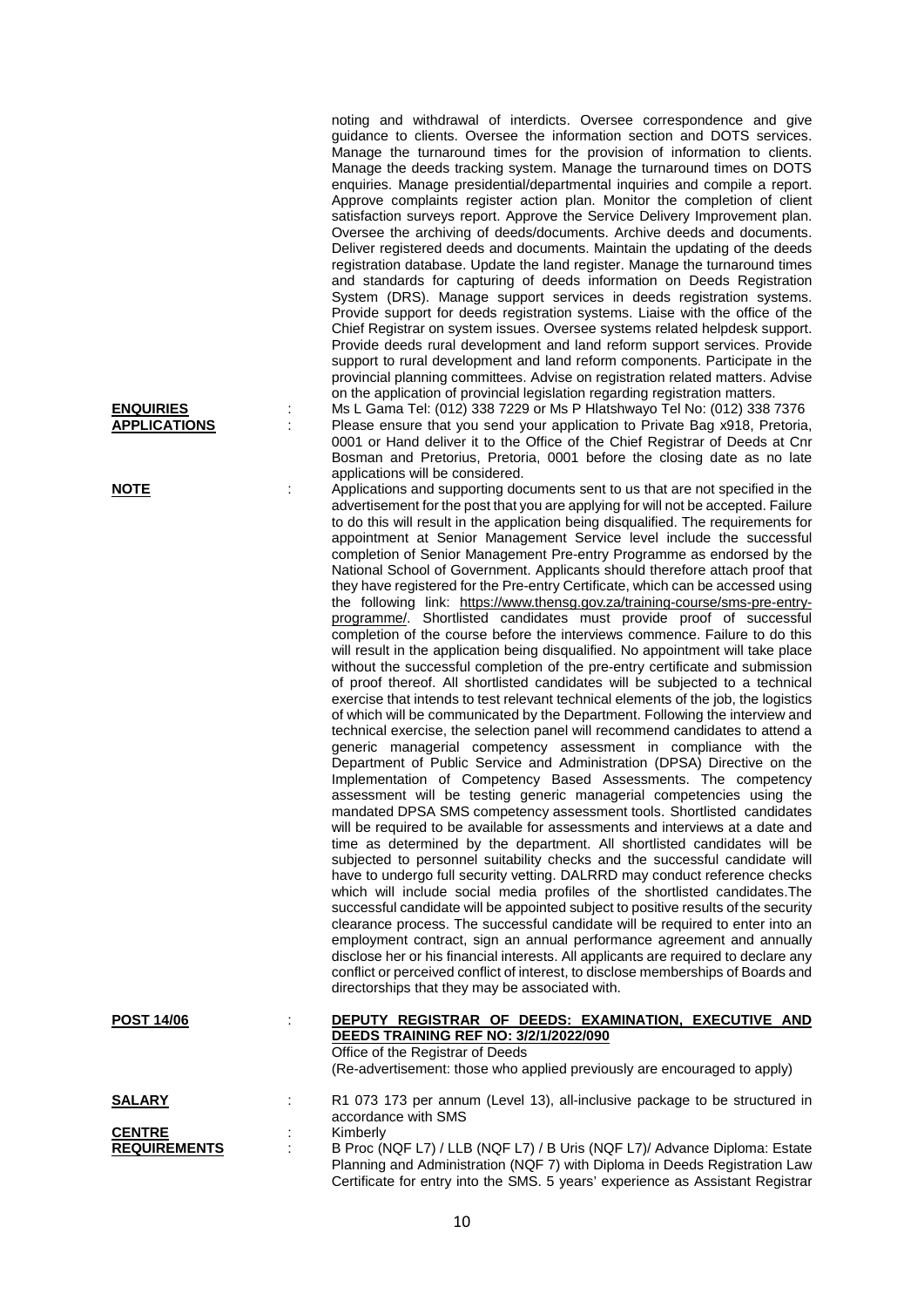noting and withdrawal of interdicts. Oversee correspondence and give guidance to clients. Oversee the information section and DOTS services. Manage the turnaround times for the provision of information to clients. Manage the deeds tracking system. Manage the turnaround times on DOTS enquiries. Manage presidential/departmental inquiries and compile a report. Approve complaints register action plan. Monitor the completion of client satisfaction surveys report. Approve the Service Delivery Improvement plan. Oversee the archiving of deeds/documents. Archive deeds and documents. Deliver registered deeds and documents. Maintain the updating of the deeds registration database. Update the land register. Manage the turnaround times and standards for capturing of deeds information on Deeds Registration System (DRS). Manage support services in deeds registration systems. Provide support for deeds registration systems. Liaise with the office of the Chief Registrar on system issues. Oversee systems related helpdesk support. Provide deeds rural development and land reform support services. Provide support to rural development and land reform components. Participate in the provincial planning committees. Advise on registration related matters. Advise on the application of provincial legislation regarding registration matters.

**ENQUIRIES** : Ms L Gama Tel: (012) 338 7229 or Ms P Hlatshwayo Tel No: (012) 338 7376

**APPLICATIONS** : Please ensure that you send your application to Private Bag x918, Pretoria, 0001 or Hand deliver it to the Office of the Chief Registrar of Deeds at Cnr Bosman and Pretorius, Pretoria, 0001 before the closing date as no late applications will be considered.

**NOTE** : Applications and supporting documents sent to us that are not specified in the advertisement for the post that you are applying for will not be accepted. Failure to do this will result in the application being disqualified. The requirements for appointment at Senior Management Service level include the successful completion of Senior Management Pre-entry Programme as endorsed by the National School of Government. Applicants should therefore attach proof that they have registered for the Pre-entry Certificate, which can be accessed using the following link: https://www.thensg.gov.za/training-course/sms-pre-entry-programme/. Shortlisted candidates must provide proof of successful completion of the course before the interviews commence. Failure to do this will result in the application being disqualified. No appointment will take place without the successful completion of the pre-entry certificate and submission of proof thereof. All shortlisted candidates will be subjected to a technical exercise that intends to test relevant technical elements of the job, the logistics of which will be communicated by the Department. Following the interview and technical exercise, the selection panel will recommend candidates to attend a generic managerial competency assessment in compliance with the Department of Public Service and Administration (DPSA) Directive on the Implementation of Competency Based Assessments. The competency assessment will be testing generic managerial competencies using the mandated DPSA SMS competency assessment tools. Shortlisted candidates will be required to be available for assessments and interviews at a date and time as determined by the department. All shortlisted candidates will be subjected to personnel suitability checks and the successful candidate will have to undergo full security vetting. DALRRD may conduct reference checks which will include social media profiles of the shortlisted candidates.The successful candidate will be appointed subject to positive results of the security clearance process. The successful candidate will be required to enter into an employment contract, sign an annual performance agreement and annually disclose her or his financial interests. All applicants are required to declare any conflict or perceived conflict of interest, to disclose memberships of Boards and directorships that they may be associated with.

**POST 14/06** : **DEPUTY REGISTRAR OF DEEDS: EXAMINATION, EXECUTIVE AND DEEDS TRAINING REF NO: 3/2/1/2022/090**
Office of the Registrar of Deeds
(Re-advertisement: those who applied previously are encouraged to apply)

**SALARY** : R1 073 173 per annum (Level 13), all-inclusive package to be structured in accordance with SMS

**CENTRE** : Kimberly

**REQUIREMENTS** : B Proc (NQF L7) / LLB (NQF L7) / B Uris (NQF L7)/ Advance Diploma: Estate Planning and Administration (NQF 7) with Diploma in Deeds Registration Law Certificate for entry into the SMS. 5 years' experience as Assistant Registrar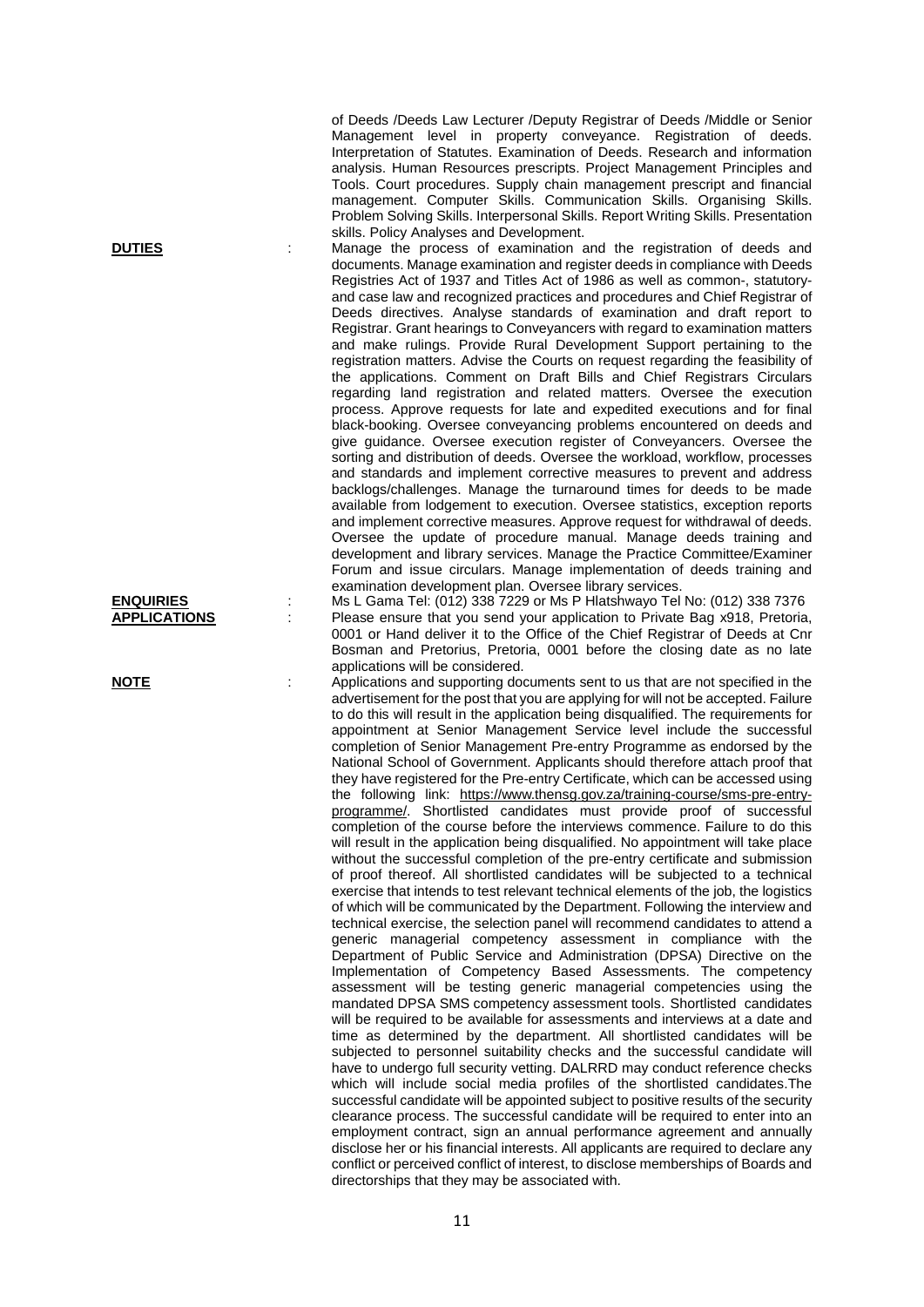of Deeds /Deeds Law Lecturer /Deputy Registrar of Deeds /Middle or Senior Management level in property conveyance. Registration of deeds. Interpretation of Statutes. Examination of Deeds. Research and information analysis. Human Resources prescripts. Project Management Principles and Tools. Court procedures. Supply chain management prescript and financial management. Computer Skills. Communication Skills. Organising Skills. Problem Solving Skills. Interpersonal Skills. Report Writing Skills. Presentation skills. Policy Analyses and Development.

**DUTIES** : Manage the process of examination and the registration of deeds and documents. Manage examination and register deeds in compliance with Deeds Registries Act of 1937 and Titles Act of 1986 as well as common-, statutory- and case law and recognized practices and procedures and Chief Registrar of Deeds directives. Analyse standards of examination and draft report to Registrar. Grant hearings to Conveyancers with regard to examination matters and make rulings. Provide Rural Development Support pertaining to the registration matters. Advise the Courts on request regarding the feasibility of the applications. Comment on Draft Bills and Chief Registrars Circulars regarding land registration and related matters. Oversee the execution process. Approve requests for late and expedited executions and for final black-booking. Oversee conveyancing problems encountered on deeds and give guidance. Oversee execution register of Conveyancers. Oversee the sorting and distribution of deeds. Oversee the workload, workflow, processes and standards and implement corrective measures to prevent and address backlogs/challenges. Manage the turnaround times for deeds to be made available from lodgement to execution. Oversee statistics, exception reports and implement corrective measures. Approve request for withdrawal of deeds. Oversee the update of procedure manual. Manage deeds training and development and library services. Manage the Practice Committee/Examiner Forum and issue circulars. Manage implementation of deeds training and examination development plan. Oversee library services.

**ENQUIRIES** : Ms L Gama Tel: (012) 338 7229 or Ms P Hlatshwayo Tel No: (012) 338 7376

**APPLICATIONS** : Please ensure that you send your application to Private Bag x918, Pretoria, 0001 or Hand deliver it to the Office of the Chief Registrar of Deeds at Cnr Bosman and Pretorius, Pretoria, 0001 before the closing date as no late applications will be considered.

**NOTE** : Applications and supporting documents sent to us that are not specified in the advertisement for the post that you are applying for will not be accepted. Failure to do this will result in the application being disqualified. The requirements for appointment at Senior Management Service level include the successful completion of Senior Management Pre-entry Programme as endorsed by the National School of Government. Applicants should therefore attach proof that they have registered for the Pre-entry Certificate, which can be accessed using the following link: https://www.thensg.gov.za/training-course/sms-pre-entry-programme/. Shortlisted candidates must provide proof of successful completion of the course before the interviews commence. Failure to do this will result in the application being disqualified. No appointment will take place without the successful completion of the pre-entry certificate and submission of proof thereof. All shortlisted candidates will be subjected to a technical exercise that intends to test relevant technical elements of the job, the logistics of which will be communicated by the Department. Following the interview and technical exercise, the selection panel will recommend candidates to attend a generic managerial competency assessment in compliance with the Department of Public Service and Administration (DPSA) Directive on the Implementation of Competency Based Assessments. The competency assessment will be testing generic managerial competencies using the mandated DPSA SMS competency assessment tools. Shortlisted candidates will be required to be available for assessments and interviews at a date and time as determined by the department. All shortlisted candidates will be subjected to personnel suitability checks and the successful candidate will have to undergo full security vetting. DALRRD may conduct reference checks which will include social media profiles of the shortlisted candidates.The successful candidate will be appointed subject to positive results of the security clearance process. The successful candidate will be required to enter into an employment contract, sign an annual performance agreement and annually disclose her or his financial interests. All applicants are required to declare any conflict or perceived conflict of interest, to disclose memberships of Boards and directorships that they may be associated with.